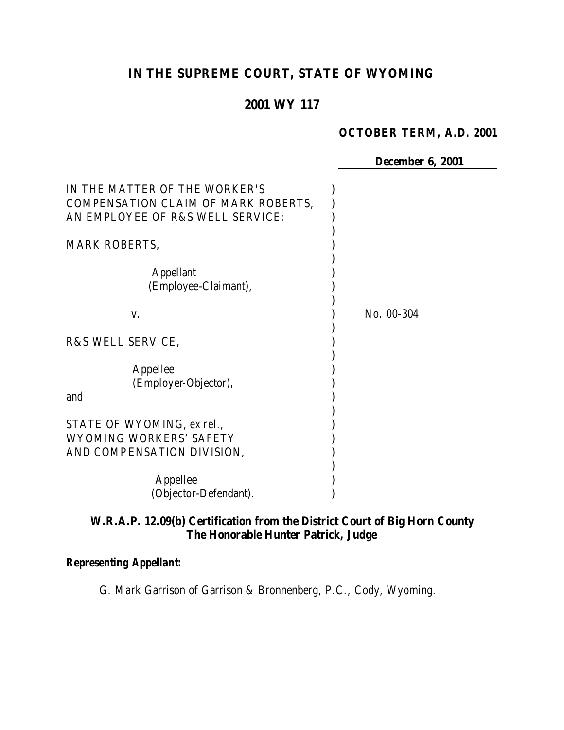# IN THE SUPREME COURT, STATE OF WYOMING

## 2001 WY 117

**OCTOBER TERM, A.D. 2001**

**December 6, 2001**

IN THE MATTER OF THE WORKER'S COMPENSATION CLAIM OF MARK ROBERTS, AN EMPLOYEE OF R&S WELL SERVICE:

MARK ROBERTS,

Appellant
(Employee-Claimant),

v.

R&S WELL SERVICE,

Appellee
(Employer-Objector),

and

STATE OF WYOMING, *ex rel.*, WYOMING WORKERS' SAFETY AND COMPENSATION DIVISION,

Appellee
(Objector-Defendant).

No. 00-304

**W.R.A.P. 12.09(b) Certification from the District Court of Big Horn County**
**The Honorable Hunter Patrick, Judge**

***Representing Appellant:***

G. Mark Garrison of Garrison & Bronnenberg, P.C., Cody, Wyoming.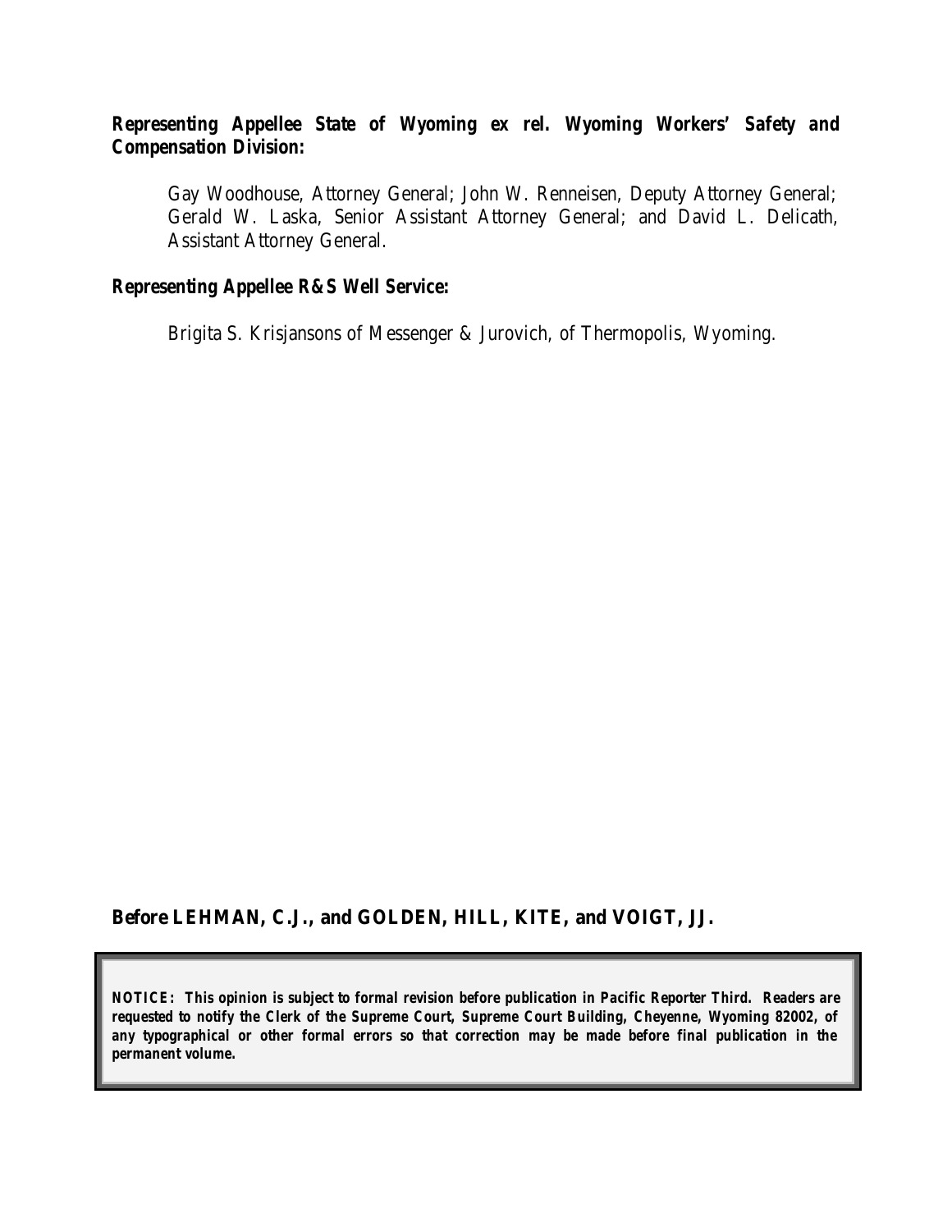**Representing Appellee State of Wyoming ex rel. Wyoming Workers' Safety and Compensation Division:**

Gay Woodhouse, Attorney General; John W. Renneisen, Deputy Attorney General; Gerald W. Laska, Senior Assistant Attorney General; and David L. Delicath, Assistant Attorney General.

**Representing Appellee R&S Well Service:**

Brigita S. Krisjansons of Messenger & Jurovich, of Thermopolis, Wyoming.

**Before LEHMAN, C.J., and GOLDEN, HILL, KITE, and VOIGT, JJ.**

**NOTICE: This opinion is subject to formal revision before publication in Pacific Reporter Third. Readers are requested to notify the Clerk of the Supreme Court, Supreme Court Building, Cheyenne, Wyoming 82002, of any typographical or other formal errors so that correction may be made before final publication in the permanent volume.**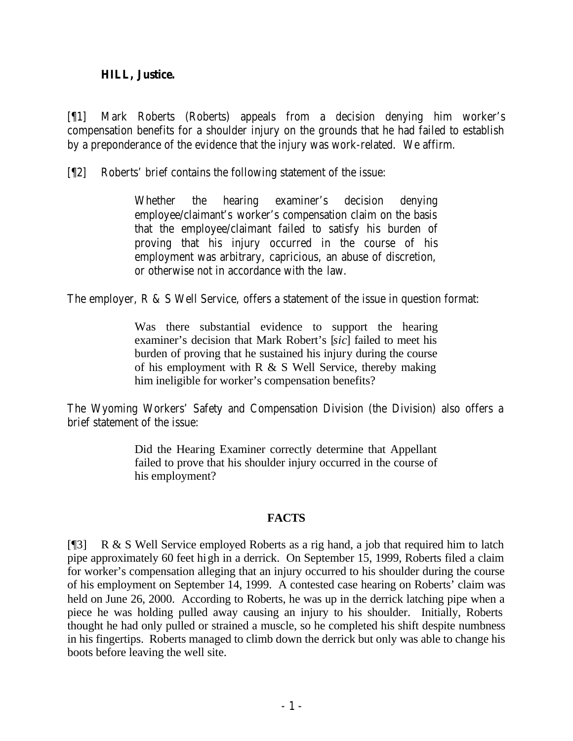**HILL, Justice.**

[¶1] Mark Roberts (Roberts) appeals from a decision denying him worker's compensation benefits for a shoulder injury on the grounds that he had failed to establish by a preponderance of the evidence that the injury was work-related. We affirm.

[¶2] Roberts' brief contains the following statement of the issue:

> Whether the hearing examiner's decision denying employee/claimant's worker's compensation claim on the basis that the employee/claimant failed to satisfy his burden of proving that his injury occurred in the course of his employment was arbitrary, capricious, an abuse of discretion, or otherwise not in accordance with the law.

The employer, R & S Well Service, offers a statement of the issue in question format:

> Was there substantial evidence to support the hearing examiner's decision that Mark Robert's [*sic*] failed to meet his burden of proving that he sustained his injury during the course of his employment with R & S Well Service, thereby making him ineligible for worker's compensation benefits?

The Wyoming Workers' Safety and Compensation Division (the Division) also offers a brief statement of the issue:

> Did the Hearing Examiner correctly determine that Appellant failed to prove that his shoulder injury occurred in the course of his employment?

## FACTS

[¶3] R & S Well Service employed Roberts as a rig hand, a job that required him to latch pipe approximately 60 feet high in a derrick. On September 15, 1999, Roberts filed a claim for worker's compensation alleging that an injury occurred to his shoulder during the course of his employment on September 14, 1999. A contested case hearing on Roberts' claim was held on June 26, 2000. According to Roberts, he was up in the derrick latching pipe when a piece he was holding pulled away causing an injury to his shoulder. Initially, Roberts thought he had only pulled or strained a muscle, so he completed his shift despite numbness in his fingertips. Roberts managed to climb down the derrick but only was able to change his boots before leaving the well site.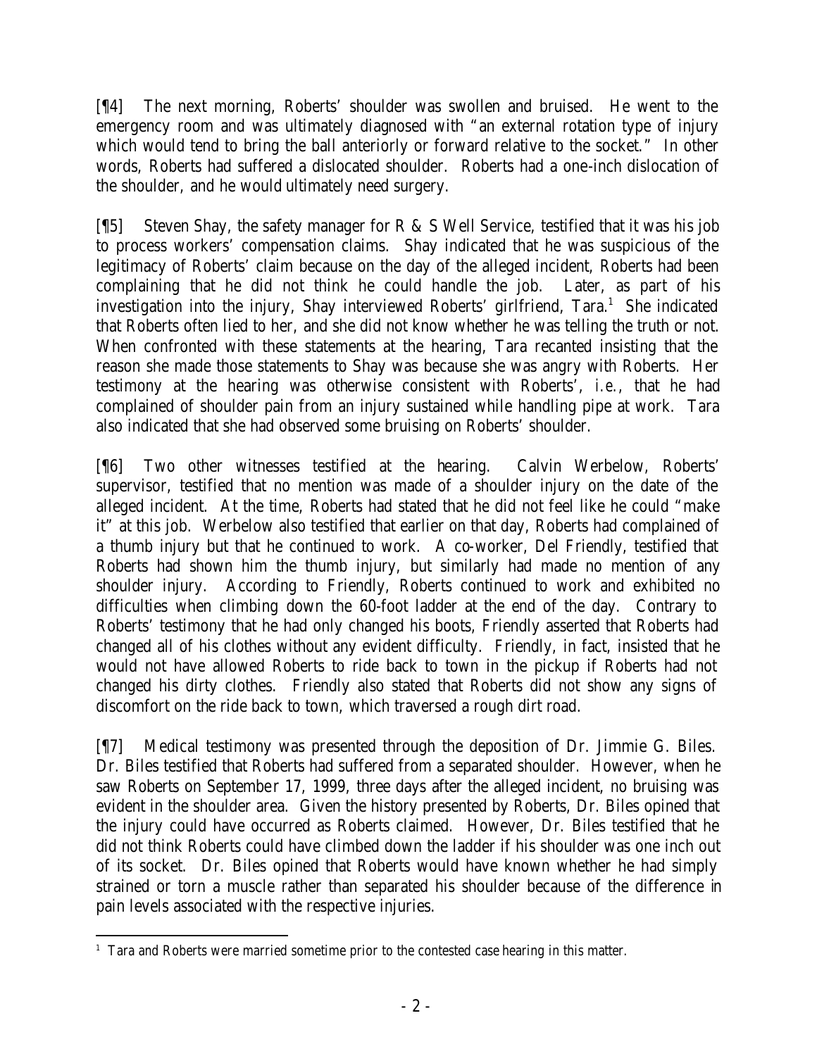[¶4] The next morning, Roberts' shoulder was swollen and bruised. He went to the emergency room and was ultimately diagnosed with "an external rotation type of injury which would tend to bring the ball anteriorly or forward relative to the socket." In other words, Roberts had suffered a dislocated shoulder. Roberts had a one-inch dislocation of the shoulder, and he would ultimately need surgery.

[¶5] Steven Shay, the safety manager for R & S Well Service, testified that it was his job to process workers' compensation claims. Shay indicated that he was suspicious of the legitimacy of Roberts' claim because on the day of the alleged incident, Roberts had been complaining that he did not think he could handle the job. Later, as part of his investigation into the injury, Shay interviewed Roberts' girlfriend, Tara.[1] She indicated that Roberts often lied to her, and she did not know whether he was telling the truth or not. When confronted with these statements at the hearing, Tara recanted insisting that the reason she made those statements to Shay was because she was angry with Roberts. Her testimony at the hearing was otherwise consistent with Roberts', *i.e.*, that he had complained of shoulder pain from an injury sustained while handling pipe at work. Tara also indicated that she had observed some bruising on Roberts' shoulder.

[¶6] Two other witnesses testified at the hearing. Calvin Werbelow, Roberts' supervisor, testified that no mention was made of a shoulder injury on the date of the alleged incident. At the time, Roberts had stated that he did not feel like he could "make it" at this job. Werbelow also testified that earlier on that day, Roberts had complained of a thumb injury but that he continued to work. A co-worker, Del Friendly, testified that Roberts had shown him the thumb injury, but similarly had made no mention of any shoulder injury. According to Friendly, Roberts continued to work and exhibited no difficulties when climbing down the 60-foot ladder at the end of the day. Contrary to Roberts' testimony that he had only changed his boots, Friendly asserted that Roberts had changed all of his clothes without any evident difficulty. Friendly, in fact, insisted that he would not have allowed Roberts to ride back to town in the pickup if Roberts had not changed his dirty clothes. Friendly also stated that Roberts did not show any signs of discomfort on the ride back to town, which traversed a rough dirt road.

[¶7] Medical testimony was presented through the deposition of Dr. Jimmie G. Biles. Dr. Biles testified that Roberts had suffered from a separated shoulder. However, when he saw Roberts on September 17, 1999, three days after the alleged incident, no bruising was evident in the shoulder area. Given the history presented by Roberts, Dr. Biles opined that the injury could have occurred as Roberts claimed. However, Dr. Biles testified that he did not think Roberts could have climbed down the ladder if his shoulder was one inch out of its socket. Dr. Biles opined that Roberts would have known whether he had simply strained or torn a muscle rather than separated his shoulder because of the difference in pain levels associated with the respective injuries.

[1] Tara and Roberts were married sometime prior to the contested case hearing in this matter.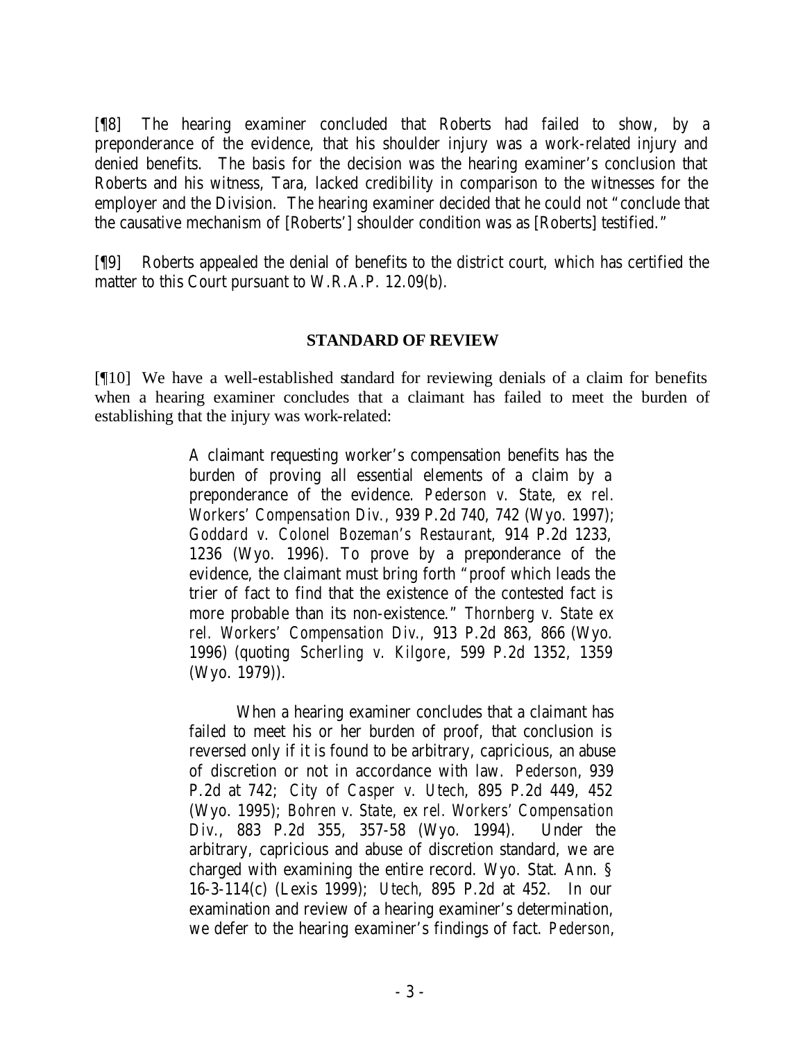[¶8] The hearing examiner concluded that Roberts had failed to show, by a preponderance of the evidence, that his shoulder injury was a work-related injury and denied benefits. The basis for the decision was the hearing examiner's conclusion that Roberts and his witness, Tara, lacked credibility in comparison to the witnesses for the employer and the Division. The hearing examiner decided that he could not "conclude that the causative mechanism of [Roberts'] shoulder condition was as [Roberts] testified."

[¶9] Roberts appealed the denial of benefits to the district court, which has certified the matter to this Court pursuant to W.R.A.P. 12.09(b).

## STANDARD OF REVIEW

[¶10] We have a well-established standard for reviewing denials of a claim for benefits when a hearing examiner concludes that a claimant has failed to meet the burden of establishing that the injury was work-related:

> A claimant requesting worker's compensation benefits has the burden of proving all essential elements of a claim by a preponderance of the evidence. *Pederson v. State, ex rel. Workers' Compensation Div.*, 939 P.2d 740, 742 (Wyo. 1997); *Goddard v. Colonel Bozeman's Restaurant*, 914 P.2d 1233, 1236 (Wyo. 1996). To prove by a preponderance of the evidence, the claimant must bring forth "proof which leads the trier of fact to find that the existence of the contested fact is more probable than its non-existence." *Thornberg v. State ex rel. Workers' Compensation Div.*, 913 P.2d 863, 866 (Wyo. 1996) (quoting *Scherling v. Kilgore*, 599 P.2d 1352, 1359 (Wyo. 1979)).
>
> When a hearing examiner concludes that a claimant has failed to meet his or her burden of proof, that conclusion is reversed only if it is found to be arbitrary, capricious, an abuse of discretion or not in accordance with law. *Pederson*, 939 P.2d at 742; *City of Casper v. Utech*, 895 P.2d 449, 452 (Wyo. 1995); *Bohren v. State, ex rel. Workers' Compensation Div.*, 883 P.2d 355, 357-58 (Wyo. 1994). Under the arbitrary, capricious and abuse of discretion standard, we are charged with examining the entire record. Wyo. Stat. Ann. § 16-3-114(c) (Lexis 1999); *Utech*, 895 P.2d at 452. In our examination and review of a hearing examiner's determination, we defer to the hearing examiner's findings of fact. *Pederson*,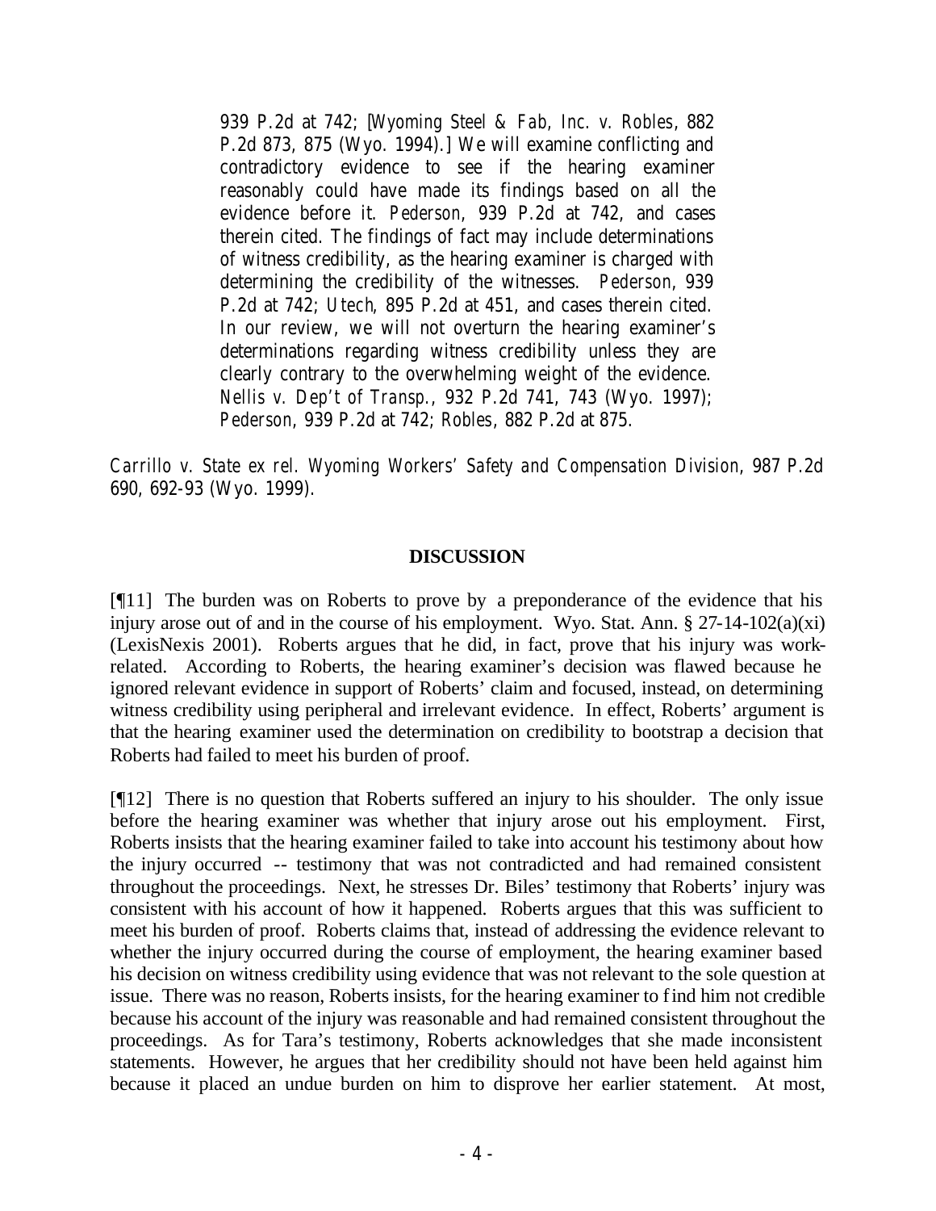> 939 P.2d at 742; [*Wyoming Steel & Fab, Inc. v. Robles*, 882 P.2d 873, 875 (Wyo. 1994).] We will examine conflicting and contradictory evidence to see if the hearing examiner reasonably could have made its findings based on all the evidence before it. *Pederson*, 939 P.2d at 742, and cases therein cited. The findings of fact may include determinations of witness credibility, as the hearing examiner is charged with determining the credibility of the witnesses. *Pederson*, 939 P.2d at 742; *Utech*, 895 P.2d at 451, and cases therein cited. In our review, we will not overturn the hearing examiner's determinations regarding witness credibility unless they are clearly contrary to the overwhelming weight of the evidence. *Nellis v. Dep't of Transp.*, 932 P.2d 741, 743 (Wyo. 1997); *Pederson*, 939 P.2d at 742; *Robles*, 882 P.2d at 875.

*Carrillo v. State ex rel. Wyoming Workers' Safety and Compensation Division*, 987 P.2d 690, 692-93 (Wyo. 1999).

## DISCUSSION

[¶11] The burden was on Roberts to prove by a preponderance of the evidence that his injury arose out of and in the course of his employment. Wyo. Stat. Ann. § 27-14-102(a)(xi) (LexisNexis 2001). Roberts argues that he did, in fact, prove that his injury was work-related. According to Roberts, the hearing examiner's decision was flawed because he ignored relevant evidence in support of Roberts' claim and focused, instead, on determining witness credibility using peripheral and irrelevant evidence. In effect, Roberts' argument is that the hearing examiner used the determination on credibility to bootstrap a decision that Roberts had failed to meet his burden of proof.

[¶12] There is no question that Roberts suffered an injury to his shoulder. The only issue before the hearing examiner was whether that injury arose out his employment. First, Roberts insists that the hearing examiner failed to take into account his testimony about how the injury occurred -- testimony that was not contradicted and had remained consistent throughout the proceedings. Next, he stresses Dr. Biles' testimony that Roberts' injury was consistent with his account of how it happened. Roberts argues that this was sufficient to meet his burden of proof. Roberts claims that, instead of addressing the evidence relevant to whether the injury occurred during the course of employment, the hearing examiner based his decision on witness credibility using evidence that was not relevant to the sole question at issue. There was no reason, Roberts insists, for the hearing examiner to find him not credible because his account of the injury was reasonable and had remained consistent throughout the proceedings. As for Tara's testimony, Roberts acknowledges that she made inconsistent statements. However, he argues that her credibility should not have been held against him because it placed an undue burden on him to disprove her earlier statement. At most,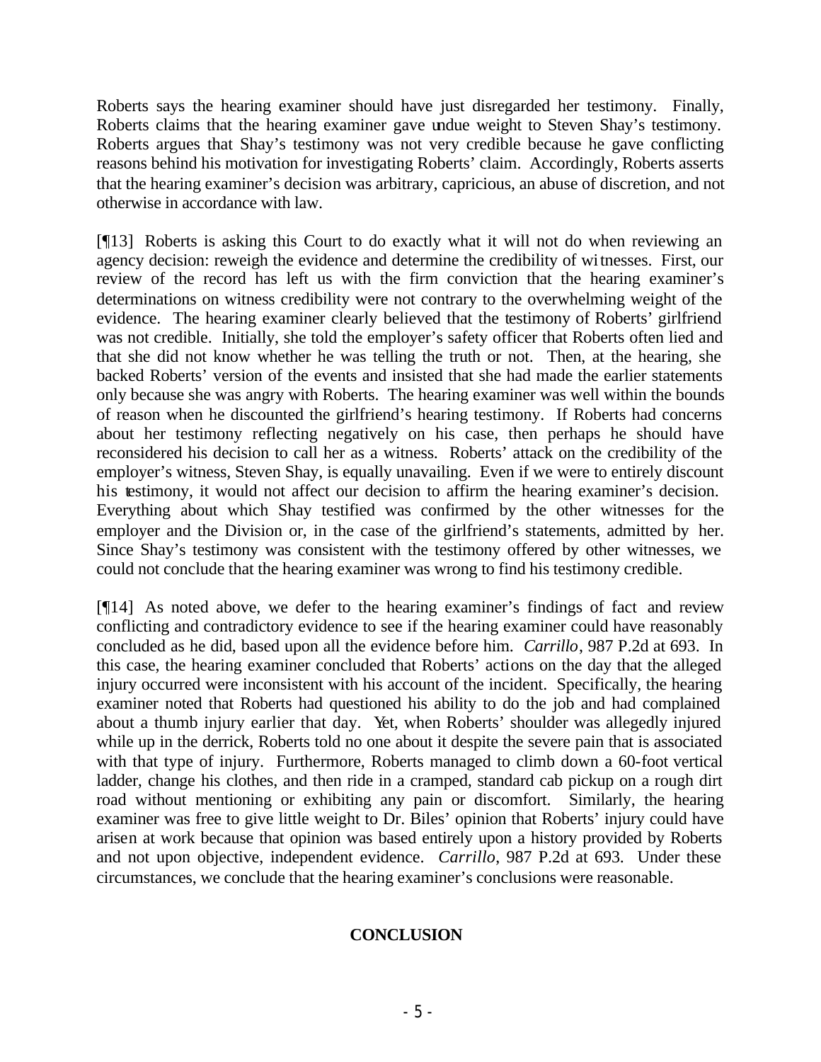Roberts says the hearing examiner should have just disregarded her testimony. Finally, Roberts claims that the hearing examiner gave undue weight to Steven Shay's testimony. Roberts argues that Shay's testimony was not very credible because he gave conflicting reasons behind his motivation for investigating Roberts' claim. Accordingly, Roberts asserts that the hearing examiner's decision was arbitrary, capricious, an abuse of discretion, and not otherwise in accordance with law.

[¶13] Roberts is asking this Court to do exactly what it will not do when reviewing an agency decision: reweigh the evidence and determine the credibility of witnesses. First, our review of the record has left us with the firm conviction that the hearing examiner's determinations on witness credibility were not contrary to the overwhelming weight of the evidence. The hearing examiner clearly believed that the testimony of Roberts' girlfriend was not credible. Initially, she told the employer's safety officer that Roberts often lied and that she did not know whether he was telling the truth or not. Then, at the hearing, she backed Roberts' version of the events and insisted that she had made the earlier statements only because she was angry with Roberts. The hearing examiner was well within the bounds of reason when he discounted the girlfriend's hearing testimony. If Roberts had concerns about her testimony reflecting negatively on his case, then perhaps he should have reconsidered his decision to call her as a witness. Roberts' attack on the credibility of the employer's witness, Steven Shay, is equally unavailing. Even if we were to entirely discount his testimony, it would not affect our decision to affirm the hearing examiner's decision. Everything about which Shay testified was confirmed by the other witnesses for the employer and the Division or, in the case of the girlfriend's statements, admitted by her. Since Shay's testimony was consistent with the testimony offered by other witnesses, we could not conclude that the hearing examiner was wrong to find his testimony credible.

[¶14] As noted above, we defer to the hearing examiner's findings of fact and review conflicting and contradictory evidence to see if the hearing examiner could have reasonably concluded as he did, based upon all the evidence before him. *Carrillo*, 987 P.2d at 693. In this case, the hearing examiner concluded that Roberts' actions on the day that the alleged injury occurred were inconsistent with his account of the incident. Specifically, the hearing examiner noted that Roberts had questioned his ability to do the job and had complained about a thumb injury earlier that day. Yet, when Roberts' shoulder was allegedly injured while up in the derrick, Roberts told no one about it despite the severe pain that is associated with that type of injury. Furthermore, Roberts managed to climb down a 60-foot vertical ladder, change his clothes, and then ride in a cramped, standard cab pickup on a rough dirt road without mentioning or exhibiting any pain or discomfort. Similarly, the hearing examiner was free to give little weight to Dr. Biles' opinion that Roberts' injury could have arisen at work because that opinion was based entirely upon a history provided by Roberts and not upon objective, independent evidence. *Carrillo*, 987 P.2d at 693. Under these circumstances, we conclude that the hearing examiner's conclusions were reasonable.

## CONCLUSION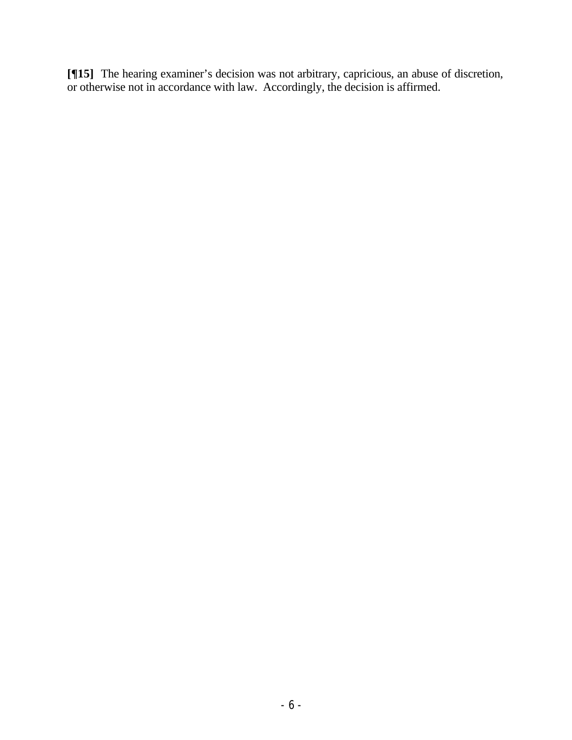**[¶15]** The hearing examiner's decision was not arbitrary, capricious, an abuse of discretion, or otherwise not in accordance with law. Accordingly, the decision is affirmed.